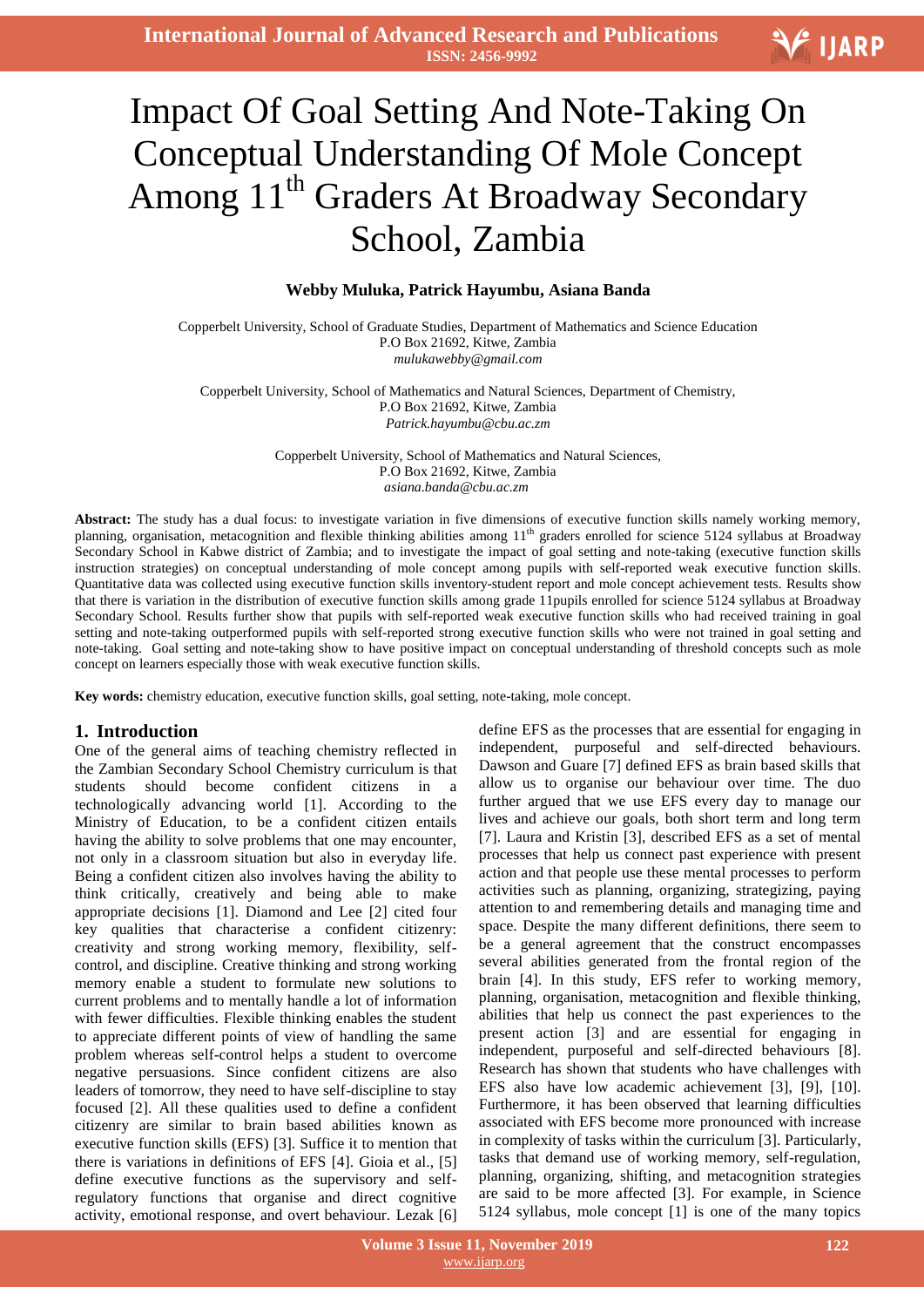# Impact Of Goal Setting And Note-Taking On Conceptual Understanding Of Mole Concept Among 11th Graders At Broadway Secondary School, Zambia

**Webby Muluka, Patrick Hayumbu, Asiana Banda**

Copperbelt University, School of Graduate Studies, Department of Mathematics and Science Education
P.O Box 21692, Kitwe, Zambia
*mulukawebby@gmail.com*

Copperbelt University, School of Mathematics and Natural Sciences, Department of Chemistry,
P.O Box 21692, Kitwe, Zambia
*Patrick.hayumbu@cbu.ac.zm*

Copperbelt University, School of Mathematics and Natural Sciences,
P.O Box 21692, Kitwe, Zambia
*asiana.banda@cbu.ac.zm*

**Abstract:** The study has a dual focus: to investigate variation in five dimensions of executive function skills namely working memory, planning, organisation, metacognition and flexible thinking abilities among 11th graders enrolled for science 5124 syllabus at Broadway Secondary School in Kabwe district of Zambia; and to investigate the impact of goal setting and note-taking (executive function skills instruction strategies) on conceptual understanding of mole concept among pupils with self-reported weak executive function skills. Quantitative data was collected using executive function skills inventory-student report and mole concept achievement tests. Results show that there is variation in the distribution of executive function skills among grade 11pupils enrolled for science 5124 syllabus at Broadway Secondary School. Results further show that pupils with self-reported weak executive function skills who had received training in goal setting and note-taking outperformed pupils with self-reported strong executive function skills who were not trained in goal setting and note-taking. Goal setting and note-taking show to have positive impact on conceptual understanding of threshold concepts such as mole concept on learners especially those with weak executive function skills.

**Key words:** chemistry education, executive function skills, goal setting, note-taking, mole concept.

## 1. Introduction

One of the general aims of teaching chemistry reflected in the Zambian Secondary School Chemistry curriculum is that students should become confident citizens in a technologically advancing world [1]. According to the Ministry of Education, to be a confident citizen entails having the ability to solve problems that one may encounter, not only in a classroom situation but also in everyday life. Being a confident citizen also involves having the ability to think critically, creatively and being able to make appropriate decisions [1]. Diamond and Lee [2] cited four key qualities that characterise a confident citizenry: creativity and strong working memory, flexibility, self-control, and discipline. Creative thinking and strong working memory enable a student to formulate new solutions to current problems and to mentally handle a lot of information with fewer difficulties. Flexible thinking enables the student to appreciate different points of view of handling the same problem whereas self-control helps a student to overcome negative persuasions. Since confident citizens are also leaders of tomorrow, they need to have self-discipline to stay focused [2]. All these qualities used to define a confident citizenry are similar to brain based abilities known as executive function skills (EFS) [3]. Suffice it to mention that there is variations in definitions of EFS [4]. Gioia et al., [5] define executive functions as the supervisory and self-regulatory functions that organise and direct cognitive activity, emotional response, and overt behaviour. Lezak [6] define EFS as the processes that are essential for engaging in independent, purposeful and self-directed behaviours. Dawson and Guare [7] defined EFS as brain based skills that allow us to organise our behaviour over time. The duo further argued that we use EFS every day to manage our lives and achieve our goals, both short term and long term [7]. Laura and Kristin [3], described EFS as a set of mental processes that help us connect past experience with present action and that people use these mental processes to perform activities such as planning, organizing, strategizing, paying attention to and remembering details and managing time and space. Despite the many different definitions, there seem to be a general agreement that the construct encompasses several abilities generated from the frontal region of the brain [4]. In this study, EFS refer to working memory, planning, organisation, metacognition and flexible thinking, abilities that help us connect the past experiences to the present action [3] and are essential for engaging in independent, purposeful and self-directed behaviours [8]. Research has shown that students who have challenges with EFS also have low academic achievement [3], [9], [10]. Furthermore, it has been observed that learning difficulties associated with EFS become more pronounced with increase in complexity of tasks within the curriculum [3]. Particularly, tasks that demand use of working memory, self-regulation, planning, organizing, shifting, and metacognition strategies are said to be more affected [3]. For example, in Science 5124 syllabus, mole concept [1] is one of the many topics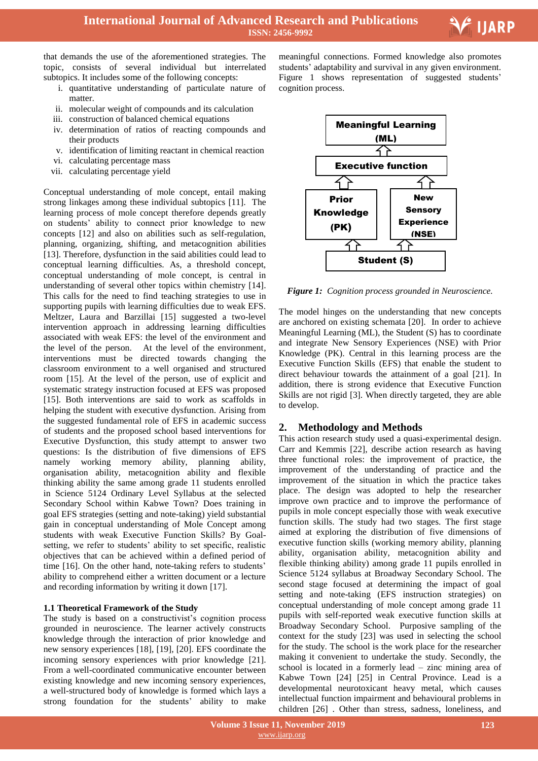that demands the use of the aforementioned strategies. The topic, consists of several individual but interrelated subtopics. It includes some of the following concepts:

i. quantitative understanding of particulate nature of matter.
ii. molecular weight of compounds and its calculation
iii. construction of balanced chemical equations
iv. determination of ratios of reacting compounds and their products
v. identification of limiting reactant in chemical reaction
vi. calculating percentage mass
vii. calculating percentage yield

Conceptual understanding of mole concept, entail making strong linkages among these individual subtopics [11]. The learning process of mole concept therefore depends greatly on students' ability to connect prior knowledge to new concepts [12] and also on abilities such as self-regulation, planning, organizing, shifting, and metacognition abilities [13]. Therefore, dysfunction in the said abilities could lead to conceptual learning difficulties. As, a threshold concept, conceptual understanding of mole concept, is central in understanding of several other topics within chemistry [14]. This calls for the need to find teaching strategies to use in supporting pupils with learning difficulties due to weak EFS. Meltzer, Laura and Barzillai [15] suggested a two-level intervention approach in addressing learning difficulties associated with weak EFS: the level of the environment and the level of the person. At the level of the environment, interventions must be directed towards changing the classroom environment to a well organised and structured room [15]. At the level of the person, use of explicit and systematic strategy instruction focused at EFS was proposed [15]. Both interventions are said to work as scaffolds in helping the student with executive dysfunction. Arising from the suggested fundamental role of EFS in academic success of students and the proposed school based interventions for Executive Dysfunction, this study attempt to answer two questions: Is the distribution of five dimensions of EFS namely working memory ability, planning ability, organisation ability, metacognition ability and flexible thinking ability the same among grade 11 students enrolled in Science 5124 Ordinary Level Syllabus at the selected Secondary School within Kabwe Town? Does training in goal EFS strategies (setting and note-taking) yield substantial gain in conceptual understanding of Mole Concept among students with weak Executive Function Skills? By Goal-setting, we refer to students' ability to set specific, realistic objectives that can be achieved within a defined period of time [16]. On the other hand, note-taking refers to students' ability to comprehend either a written document or a lecture and recording information by writing it down [17].

### 1.1 Theoretical Framework of the Study

The study is based on a constructivist's cognition process grounded in neuroscience. The learner actively constructs knowledge through the interaction of prior knowledge and new sensory experiences [18], [19], [20]. EFS coordinate the incoming sensory experiences with prior knowledge [21]. From a well-coordinated communicative encounter between existing knowledge and new incoming sensory experiences, a well-structured body of knowledge is formed which lays a strong foundation for the students' ability to make meaningful connections. Formed knowledge also promotes students' adaptability and survival in any given environment. Figure 1 shows representation of suggested students' cognition process.

Meaningful Learning (ML)

Executive function

Prior Knowledge (PK) | New Sensory Experience (NSE)

Student (S)

*Figure 1: Cognition process grounded in Neuroscience.*

The model hinges on the understanding that new concepts are anchored on existing schemata [20]. In order to achieve Meaningful Learning (ML), the Student (S) has to coordinate and integrate New Sensory Experiences (NSE) with Prior Knowledge (PK). Central in this learning process are the Executive Function Skills (EFS) that enable the student to direct behaviour towards the attainment of a goal [21]. In addition, there is strong evidence that Executive Function Skills are not rigid [3]. When directly targeted, they are able to develop.

## 2. Methodology and Methods

This action research study used a quasi-experimental design. Carr and Kemmis [22], describe action research as having three functional roles: the improvement of practice, the improvement of the understanding of practice and the improvement of the situation in which the practice takes place. The design was adopted to help the researcher improve own practice and to improve the performance of pupils in mole concept especially those with weak executive function skills. The study had two stages. The first stage aimed at exploring the distribution of five dimensions of executive function skills (working memory ability, planning ability, organisation ability, metacognition ability and flexible thinking ability) among grade 11 pupils enrolled in Science 5124 syllabus at Broadway Secondary School. The second stage focused at determining the impact of goal setting and note-taking (EFS instruction strategies) on conceptual understanding of mole concept among grade 11 pupils with self-reported weak executive function skills at Broadway Secondary School. Purposive sampling of the context for the study [23] was used in selecting the school for the study. The school is the work place for the researcher making it convenient to undertake the study. Secondly, the school is located in a formerly lead – zinc mining area of Kabwe Town [24] [25] in Central Province. Lead is a developmental neurotoxicant heavy metal, which causes intellectual function impairment and behavioural problems in children [26] . Other than stress, sadness, loneliness, and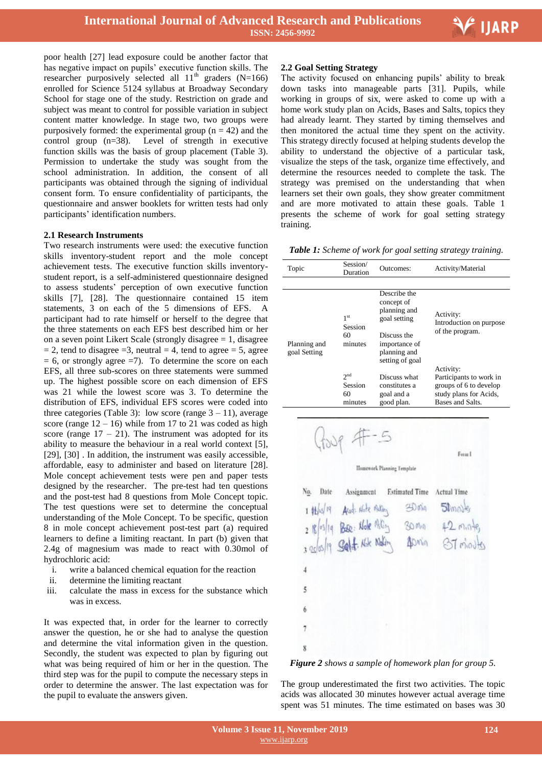poor health [27] lead exposure could be another factor that has negative impact on pupils' executive function skills. The researcher purposively selected all 11th graders (N=166) enrolled for Science 5124 syllabus at Broadway Secondary School for stage one of the study. Restriction on grade and subject was meant to control for possible variation in subject content matter knowledge. In stage two, two groups were purposively formed: the experimental group (n = 42) and the control group (n=38). Level of strength in executive function skills was the basis of group placement (Table 3). Permission to undertake the study was sought from the school administration. In addition, the consent of all participants was obtained through the signing of individual consent form. To ensure confidentiality of participants, the questionnaire and answer booklets for written tests had only participants' identification numbers.

### 2.1 Research Instruments

Two research instruments were used: the executive function skills inventory-student report and the mole concept achievement tests. The executive function skills inventory-student report, is a self-administered questionnaire designed to assess students' perception of own executive function skills [7], [28]. The questionnaire contained 15 item statements, 3 on each of the 5 dimensions of EFS. A participant had to rate himself or herself to the degree that the three statements on each EFS best described him or her on a seven point Likert Scale (strongly disagree = 1, disagree = 2, tend to disagree =3, neutral = 4, tend to agree = 5, agree = 6, or strongly agree =7). To determine the score on each EFS, all three sub-scores on three statements were summed up. The highest possible score on each dimension of EFS was 21 while the lowest score was 3. To determine the distribution of EFS, individual EFS scores were coded into three categories (Table 3): low score (range 3 – 11), average score (range 12 – 16) while from 17 to 21 was coded as high score (range 17 – 21). The instrument was adopted for its ability to measure the behaviour in a real world context [5], [29], [30] . In addition, the instrument was easily accessible, affordable, easy to administer and based on literature [28]. Mole concept achievement tests were pen and paper tests designed by the researcher. The pre-test had ten questions and the post-test had 8 questions from Mole Concept topic. The test questions were set to determine the conceptual understanding of the Mole Concept. To be specific, question 8 in mole concept achievement post-test part (a) required learners to define a limiting reactant. In part (b) given that 2.4g of magnesium was made to react with 0.30mol of hydrochloric acid:

i. write a balanced chemical equation for the reaction
ii. determine the limiting reactant
iii. calculate the mass in excess for the substance which was in excess.

It was expected that, in order for the learner to correctly answer the question, he or she had to analyse the question and determine the vital information given in the question. Secondly, the student was expected to plan by figuring out what was being required of him or her in the question. The third step was for the pupil to compute the necessary steps in order to determine the answer. The last expectation was for the pupil to evaluate the answers given.

### 2.2 Goal Setting Strategy

The activity focused on enhancing pupils' ability to break down tasks into manageable parts [31]. Pupils, while working in groups of six, were asked to come up with a home work study plan on Acids, Bases and Salts, topics they had already learnt. They started by timing themselves and then monitored the actual time they spent on the activity. This strategy directly focused at helping students develop the ability to understand the objective of a particular task, visualize the steps of the task, organize time effectively, and determine the resources needed to complete the task. The strategy was premised on the understanding that when learners set their own goals, they show greater commitment and are more motivated to attain these goals. Table 1 presents the scheme of work for goal setting strategy training.

***Table 1:*** *Scheme of work for goal setting strategy training.*

| Topic | Session/ Duration | Outcomes: | Activity/Material |
|---|---|---|---|
| Planning and goal Setting | 1st Session 60 minutes | Describe the concept of planning and goal setting<br>Discuss the importance of planning and setting of goal | Activity: Introduction on purpose of the program. |
| | 2nd Session 60 minutes | Discuss what constitutes a goal and a good plan. | Activity: Participants to work in groups of 6 to develop study plans for Acids, Bases and Salts. |

Group #-5

Form I

Homework Planning Template

| No. | Date | Assignment | Estimated Time | Actual Time |
|---|---|---|---|---|
| 1 | 11/03/19 | Acid: Note Making | 30 min | 51 minutes |
| 2 | 18/03/19 | Base: Note Making | 30 min | 42 minutes |
| 3 | 25/03/19 | Salt: Note Making | 40 min | 37 minutes |
| 4 | | | | |
| 5 | | | | |
| 6 | | | | |
| 7 | | | | |
| 8 | | | | |

***Figure 2*** *shows a sample of homework plan for group 5.*

The group underestimated the first two activities. The topic acids was allocated 30 minutes however actual average time spent was 51 minutes. The time estimated on bases was 30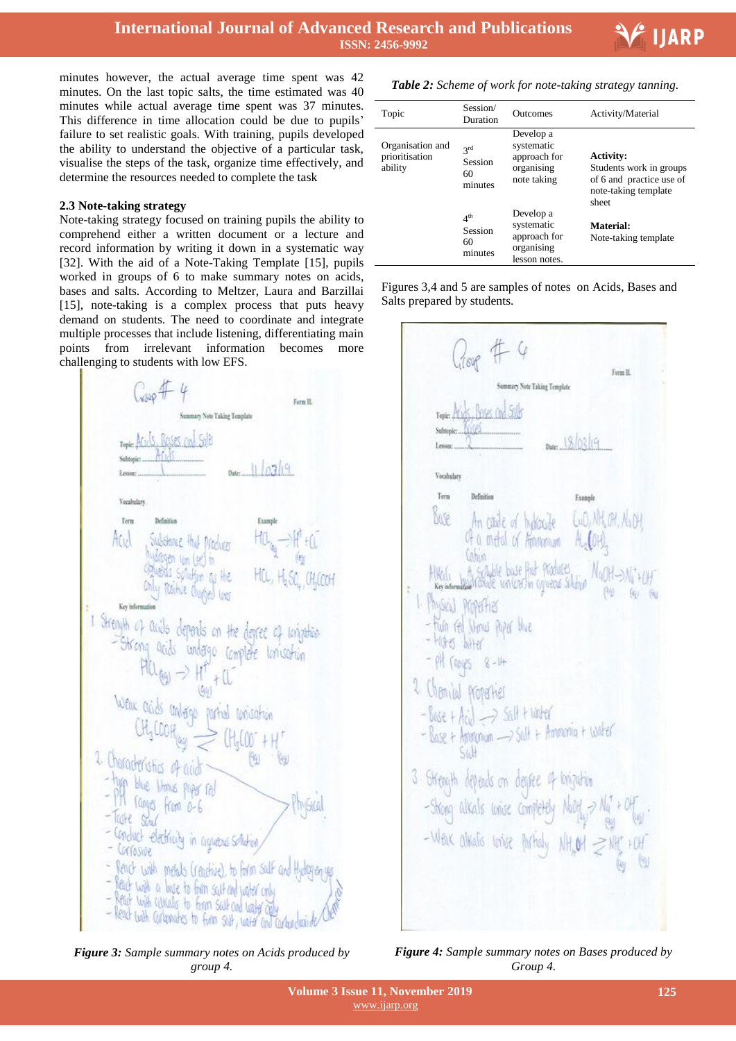minutes however, the actual average time spent was 42 minutes. On the last topic salts, the time estimated was 40 minutes while actual average time spent was 37 minutes. This difference in time allocation could be due to pupils' failure to set realistic goals. With training, pupils developed the ability to understand the objective of a particular task, visualise the steps of the task, organize time effectively, and determine the resources needed to complete the task

### 2.3 Note-taking strategy

Note-taking strategy focused on training pupils the ability to comprehend either a written document or a lecture and record information by writing it down in a systematic way [32]. With the aid of a Note-Taking Template [15], pupils worked in groups of 6 to make summary notes on acids, bases and salts. According to Meltzer, Laura and Barzillai [15], note-taking is a complex process that puts heavy demand on students. The need to coordinate and integrate multiple processes that include listening, differentiating main points from irrelevant information becomes more challenging to students with low EFS.

*Figure 3: Sample summary notes on Acids produced by group 4.*

***Table 2:*** *Scheme of work for note-taking strategy tanning.*

| Topic | Session/ Duration | Outcomes | Activity/Material |
|---|---|---|---|
| Organisation and prioritisation ability | 3rd Session 60 minutes | Develop a systematic approach for organising note taking | **Activity:** Students work in groups of 6 and practice use of note-taking template sheet |
| | 4th Session 60 minutes | Develop a systematic approach for organising lesson notes. | **Material:** Note-taking template |

Figures 3,4 and 5 are samples of notes on Acids, Bases and Salts prepared by students.

*Figure 4: Sample summary notes on Bases produced by Group 4.*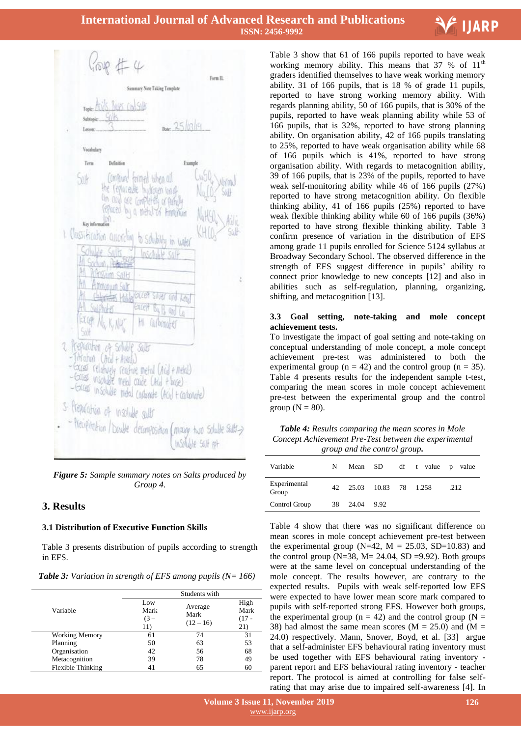*Figure 5: Sample summary notes on Salts produced by Group 4.*

# 3. Results

### 3.1 Distribution of Executive Function Skills

Table 3 presents distribution of pupils according to strength in EFS.

***Table 3:** Variation in strength of EFS among pupils (N= 166)*

| Variable | Students with | | |
|---|---|---|---|
| | Low Mark (3 – 11) | Average Mark (12 – 16) | High Mark (17 - 21) |
| Working Memory | 61 | 74 | 31 |
| Planning | 50 | 63 | 53 |
| Organisation | 42 | 56 | 68 |
| Metacognition | 39 | 78 | 49 |
| Flexible Thinking | 41 | 65 | 60 |

Table 3 show that 61 of 166 pupils reported to have weak working memory ability. This means that 37 % of 11th graders identified themselves to have weak working memory ability. 31 of 166 pupils, that is 18 % of grade 11 pupils, reported to have strong working memory ability. With regards planning ability, 50 of 166 pupils, that is 30% of the pupils, reported to have weak planning ability while 53 of 166 pupils, that is 32%, reported to have strong planning ability. On organisation ability, 42 of 166 pupils translating to 25%, reported to have weak organisation ability while 68 of 166 pupils which is 41%, reported to have strong organisation ability. With regards to metacognition ability, 39 of 166 pupils, that is 23% of the pupils, reported to have weak self-monitoring ability while 46 of 166 pupils (27%) reported to have strong metacognition ability. On flexible thinking ability, 41 of 166 pupils (25%) reported to have weak flexible thinking ability while 60 of 166 pupils (36%) reported to have strong flexible thinking ability. Table 3 confirm presence of variation in the distribution of EFS among grade 11 pupils enrolled for Science 5124 syllabus at Broadway Secondary School. The observed difference in the strength of EFS suggest difference in pupils' ability to connect prior knowledge to new concepts [12] and also in abilities such as self-regulation, planning, organizing, shifting, and metacognition [13].

### 3.3 Goal setting, note-taking and mole concept achievement tests.

To investigate the impact of goal setting and note-taking on conceptual understanding of mole concept, a mole concept achievement pre-test was administered to both the experimental group (n = 42) and the control group (n = 35). Table 4 presents results for the independent sample t-test, comparing the mean scores in mole concept achievement pre-test between the experimental group and the control group (N = 80).

***Table 4:** Results comparing the mean scores in Mole Concept Achievement Pre-Test between the experimental group and the control group.*

| Variable | N | Mean | SD | df | t – value | p – value |
|---|---|---|---|---|---|---|
| Experimental Group | 42 | 25.03 | 10.83 | 78 | 1.258 | .212 |
| Control Group | 38 | 24.04 | 9.92 | | | |

Table 4 show that there was no significant difference on mean scores in mole concept achievement pre-test between the experimental group (N=42, M = 25.03, SD=10.83) and the control group (N=38, M= 24.04, SD =9.92). Both groups were at the same level on conceptual understanding of the mole concept. The results however, are contrary to the expected results. Pupils with weak self-reported low EFS were expected to have lower mean score mark compared to pupils with self-reported strong EFS. However both groups, the experimental group (n = 42) and the control group (N = 38) had almost the same mean scores (M = 25.0) and (M = 24.0) respectively. Mann, Snover, Boyd, et al. [33] argue that a self-administer EFS behavioural rating inventory must be used together with EFS behavioural rating inventory - parent report and EFS behavioural rating inventory - teacher report. The protocol is aimed at controlling for false self-rating that may arise due to impaired self-awareness [4]. In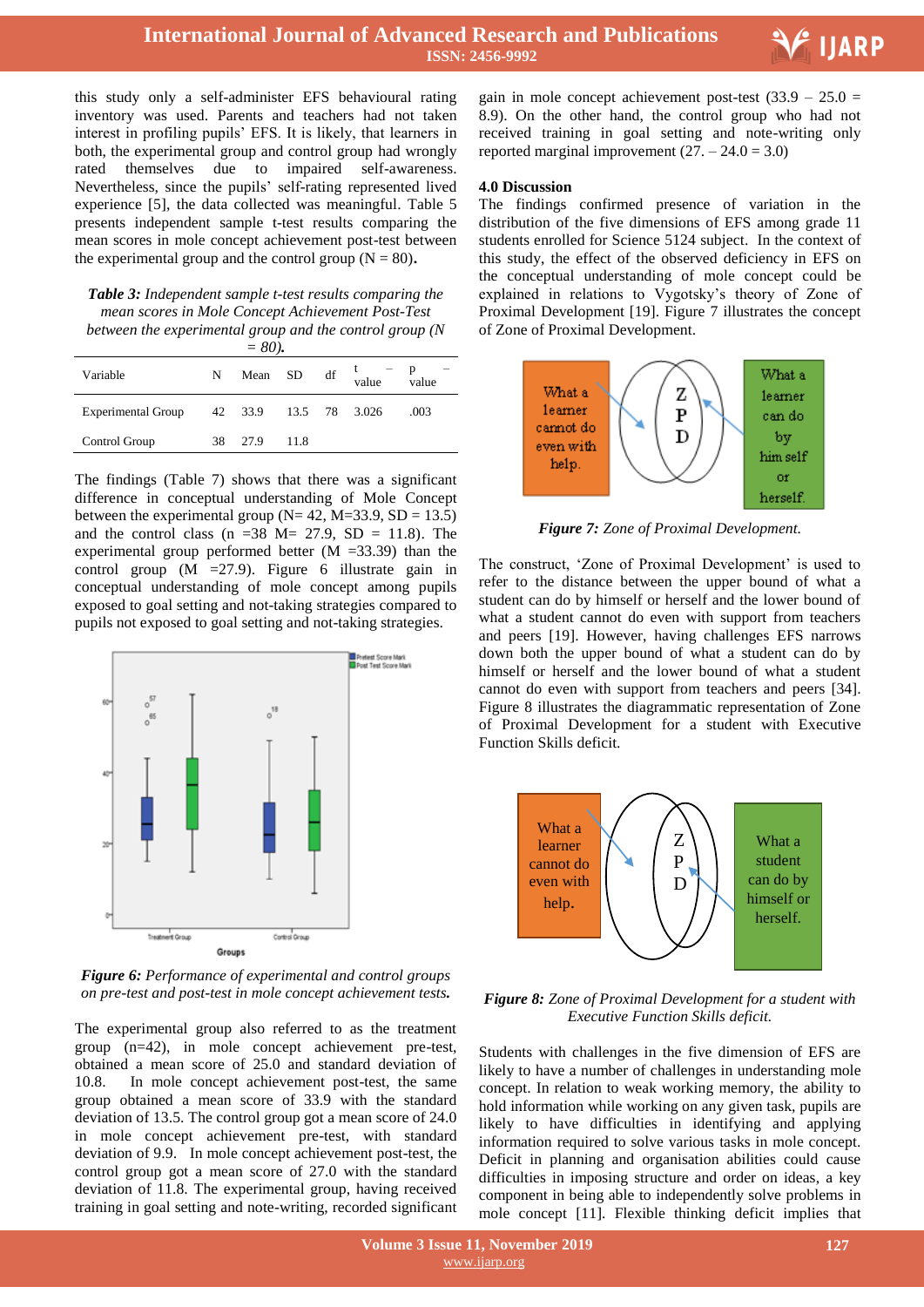this study only a self-administer EFS behavioural rating inventory was used. Parents and teachers had not taken interest in profiling pupils' EFS. It is likely, that learners in both, the experimental group and control group had wrongly rated themselves due to impaired self-awareness. Nevertheless, since the pupils' self-rating represented lived experience [5], the data collected was meaningful. Table 5 presents independent sample t-test results comparing the mean scores in mole concept achievement post-test between the experimental group and the control group (N = 80)**.**

***Table 3:*** *Independent sample t-test results comparing the mean scores in Mole Concept Achievement Post-Test between the experimental group and the control group (N = 80)**.***

| Variable | N | Mean | SD | df | t – value | p – value |
|---|---|---|---|---|---|---|
| Experimental Group | 42 | 33.9 | 13.5 | 78 | 3.026 | .003 |
| Control Group | 38 | 27.9 | 11.8 | | | |

The findings (Table 7) shows that there was a significant difference in conceptual understanding of Mole Concept between the experimental group (N= 42, M=33.9, SD = 13.5) and the control class (n =38 M= 27.9, SD = 11.8). The experimental group performed better (M =33.39) than the control group (M =27.9). Figure 6 illustrate gain in conceptual understanding of mole concept among pupils exposed to goal setting and not-taking strategies compared to pupils not exposed to goal setting and not-taking strategies.

***Figure 6:*** *Performance of experimental and control groups on pre-test and post-test in mole concept achievement tests**.***

The experimental group also referred to as the treatment group (n=42), in mole concept achievement pre-test, obtained a mean score of 25.0 and standard deviation of 10.8. In mole concept achievement post-test, the same group obtained a mean score of 33.9 with the standard deviation of 13.5. The control group got a mean score of 24.0 in mole concept achievement pre-test, with standard deviation of 9.9. In mole concept achievement post-test, the control group got a mean score of 27.0 with the standard deviation of 11.8. The experimental group, having received training in goal setting and note-writing, recorded significant gain in mole concept achievement post-test (33.9 – 25.0 = 8.9). On the other hand, the control group who had not received training in goal setting and note-writing only reported marginal improvement (27. – 24.0 = 3.0)

## 4.0 Discussion

The findings confirmed presence of variation in the distribution of the five dimensions of EFS among grade 11 students enrolled for Science 5124 subject. In the context of this study, the effect of the observed deficiency in EFS on the conceptual understanding of mole concept could be explained in relations to Vygotsky's theory of Zone of Proximal Development [19]. Figure 7 illustrates the concept of Zone of Proximal Development.

***Figure 7:*** *Zone of Proximal Development.*

The construct, 'Zone of Proximal Development' is used to refer to the distance between the upper bound of what a student can do by himself or herself and the lower bound of what a student cannot do even with support from teachers and peers [19]. However, having challenges EFS narrows down both the upper bound of what a student can do by himself or herself and the lower bound of what a student cannot do even with support from teachers and peers [34]. Figure 8 illustrates the diagrammatic representation of Zone of Proximal Development for a student with Executive Function Skills deficit.

***Figure 8:*** *Zone of Proximal Development for a student with Executive Function Skills deficit.*

Students with challenges in the five dimension of EFS are likely to have a number of challenges in understanding mole concept. In relation to weak working memory, the ability to hold information while working on any given task, pupils are likely to have difficulties in identifying and applying information required to solve various tasks in mole concept. Deficit in planning and organisation abilities could cause difficulties in imposing structure and order on ideas, a key component in being able to independently solve problems in mole concept [11]. Flexible thinking deficit implies that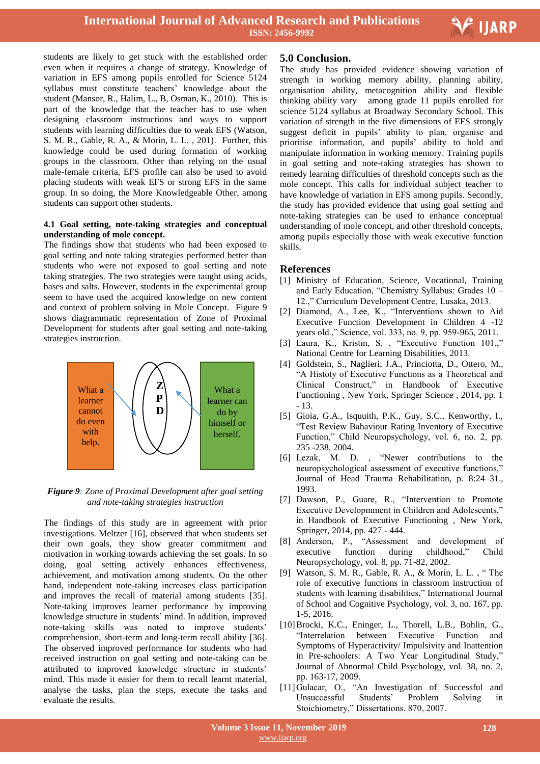students are likely to get stuck with the established order even when it requires a change of strategy. Knowledge of variation in EFS among pupils enrolled for Science 5124 syllabus must constitute teachers' knowledge about the student (Mansor, R., Halim, L., B, Osman, K., 2010). This is part of the knowledge that the teacher has to use when designing classroom instructions and ways to support students with learning difficulties due to weak EFS (Watson, S. M. R., Gable, R. A., & Morin, L. L. , 201). Further, this knowledge could be used during formation of working groups in the classroom. Other than relying on the usual male-female criteria, EFS profile can also be used to avoid placing students with weak EFS or strong EFS in the same group. In so doing, the More Knowledgeable Other, among students can support other students.

### 4.1 Goal setting, note-taking strategies and conceptual understanding of mole concept.

The findings show that students who had been exposed to goal setting and note taking strategies performed better than students who were not exposed to goal setting and note taking strategies. The two strategies were taught using acids, bases and salts. However, students in the experimental group seem to have used the acquired knowledge on new content and context of problem solving in Mole Concept. Figure 9 shows diagrammatic representation of Zone of Proximal Development for students after goal setting and note-taking strategies instruction.

What a learner cannot do even with help.

Z P D

What a learner can do by himself or herself.

***Figure 9**: Zone of Proximal Development after goal setting and note-taking strategies instruction*

The findings of this study are in agreement with prior investigations. Meltzer [16], observed that when students set their own goals, they show greater commitment and motivation in working towards achieving the set goals. In so doing, goal setting actively enhances effectiveness, achievement, and motivation among students. On the other hand, independent note-taking increases class participation and improves the recall of material among students [35]. Note-taking improves learner performance by improving knowledge structure in students' mind. In addition, improved note-taking skills was noted to improve students' comprehension, short-term and long-term recall ability [36]. The observed improved performance for students who had received instruction on goal setting and note-taking can be attributed to improved knowledge structure in students' mind. This made it easier for them to recall learnt material, analyse the tasks, plan the steps, execute the tasks and evaluate the results.

## 5.0 Conclusion.

The study has provided evidence showing variation of strength in working memory ability, planning ability, organisation ability, metacognition ability and flexible thinking ability vary among grade 11 pupils enrolled for science 5124 syllabus at Broadway Secondary School. This variation of strength in the five dimensions of EFS strongly suggest deficit in pupils' ability to plan, organise and prioritise information, and pupils' ability to hold and manipulate information in working memory. Training pupils in goal setting and note-taking strategies has shown to remedy learning difficulties of threshold concepts such as the mole concept. This calls for individual subject teacher to have knowledge of variation in EFS among pupils. Secondly, the study has provided evidence that using goal setting and note-taking strategies can be used to enhance conceptual understanding of mole concept, and other threshold concepts, among pupils especially those with weak executive function skills.

## References

[1] Ministry of Education, Science, Vocational, Training and Early Education, "Chemistry Syllabus: Grades 10 – 12.," Curriculum Development Centre, Lusaka, 2013.

[2] Diamond, A., Lee, K., "Interventions shown to Aid Executive Function Development in Children 4 -12 years old.," Science, vol. 333, no. 9, pp. 959-965, 2011.

[3] Laura, K., Kristin, S. , "Executive Function 101.," National Centre for Learning Disabilities, 2013.

[4] Goldstein, S., Naglieri, J.A., Princiotta, D., Ottero, M., "A Histoty of Executive Functions as a Theoretical and Clinical Construct," in Handbook of Executive Functioning , New York, Springer Science , 2014, pp. 1 - 13.

[5] Gioia, G.A., Isquuith, P.K., Guy, S.C., Kenworthy, I., "Test Review Bahaviour Rating Inventory of Executive Function," Child Neuropsychology, vol. 6, no. 2, pp. 235 -238, 2004.

[6] Lezak, M. D. , "Newer contributions to the neuropsychological assessment of executive functions," Journal of Head Trauma Rehabilitation, p. 8:24–31., 1993.

[7] Dawson, P., Guare, R., "Intervention to Promote Executive Developmment in Children and Adolescents," in Handbook of Executive Functioning , New York, Springer, 2014, pp. 427 - 444.

[8] Anderson, P., "Assessment and development of executive function during childhood," Child Neuropsychology, vol. 8, pp. 71-82, 2002.

[9] Watson, S. M. R., Gable, R. A., & Morin, L. L. , " The role of executive functions in classroom instruction of students with learning disabilities," International Journal of School and Cognitive Psychology, vol. 3, no. 167, pp. 1-5, 2016.

[10] Brocki, K.C., Eninger, L., Thorell, L.B., Bohlin, G., "Interrelation between Executive Function and Symptoms of Hyperactivity/ Impulsivity and Inattention in Pre-schoolers: A Two Year Longitudinal Study," Journal of Abnormal Child Psychology, vol. 38, no. 2, pp. 163-17, 2009.

[11] Gulacar, O., "An Investigation of Successful and Unsuccessful Students' Problem Solving in Stoichiometry," Dissertations. 870, 2007.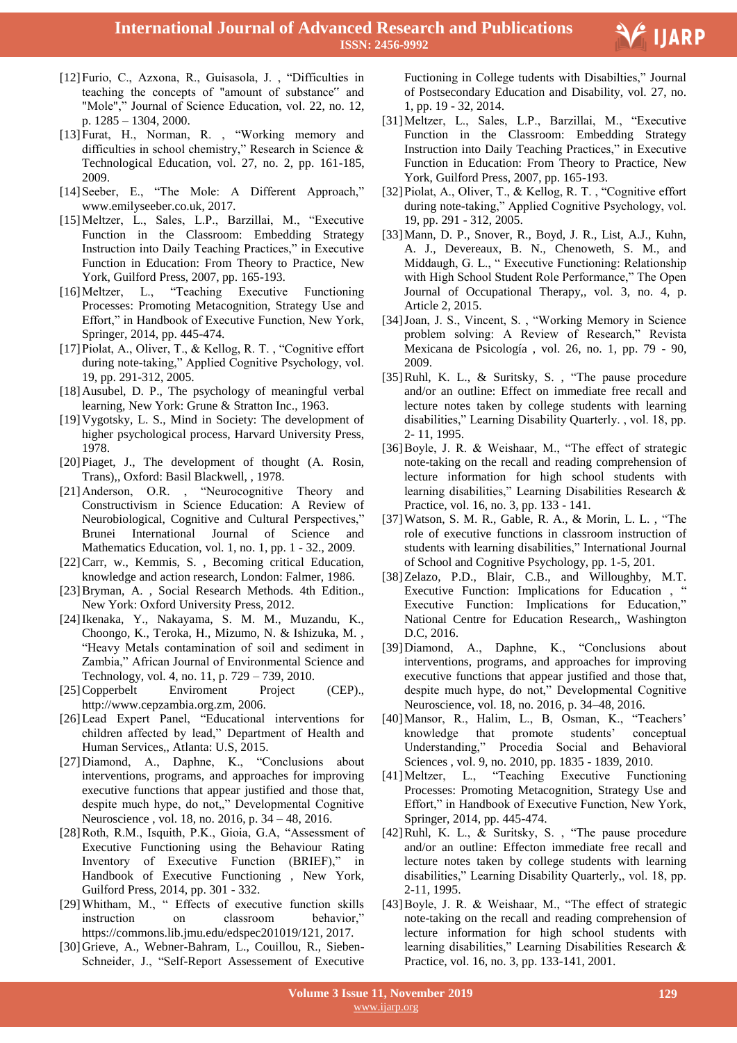[12] Furio, C., Azxona, R., Guisasola, J. , "Difficulties in teaching the concepts of "amount of substance" and "Mole"," Journal of Science Education, vol. 22, no. 12, p. 1285 – 1304, 2000.

[13] Furat, H., Norman, R. , "Working memory and difficulties in school chemistry," Research in Science & Technological Education, vol. 27, no. 2, pp. 161-185, 2009.

[14] Seeber, E., "The Mole: A Different Approach," www.emilyseeber.co.uk, 2017.

[15] Meltzer, L., Sales, L.P., Barzillai, M., "Executive Function in the Classroom: Embedding Strategy Instruction into Daily Teaching Practices," in Executive Function in Education: From Theory to Practice, New York, Guilford Press, 2007, pp. 165-193.

[16] Meltzer, L., "Teaching Executive Functioning Processes: Promoting Metacognition, Strategy Use and Effort," in Handbook of Executive Function, New York, Springer, 2014, pp. 445-474.

[17] Piolat, A., Oliver, T., & Kellog, R. T. , "Cognitive effort during note-taking," Applied Cognitive Psychology, vol. 19, pp. 291-312, 2005.

[18] Ausubel, D. P., The psychology of meaningful verbal learning, New York: Grune & Stratton Inc., 1963.

[19] Vygotsky, L. S., Mind in Society: The development of higher psychological process, Harvard University Press, 1978.

[20] Piaget, J., The development of thought (A. Rosin, Trans),, Oxford: Basil Blackwell, , 1978.

[21] Anderson, O.R. , "Neurocognitive Theory and Constructivism in Science Education: A Review of Neurobiological, Cognitive and Cultural Perspectives," Brunei International Journal of Science and Mathematics Education, vol. 1, no. 1, pp. 1 - 32., 2009.

[22] Carr, w., Kemmis, S. , Becoming critical Education, knowledge and action research, London: Falmer, 1986.

[23] Bryman, A. , Social Research Methods. 4th Edition., New York: Oxford University Press, 2012.

[24] Ikenaka, Y., Nakayama, S. M. M., Muzandu, K., Choongo, K., Teroka, H., Mizumo, N. & Ishizuka, M. , "Heavy Metals contamination of soil and sediment in Zambia," African Journal of Environmental Science and Technology, vol. 4, no. 11, p. 729 – 739, 2010.

[25] Copperbelt Enviroment Project (CEP)., http://www.cepzambia.org.zm, 2006.

[26] Lead Expert Panel, "Educational interventions for children affected by lead," Department of Health and Human Services,, Atlanta: U.S, 2015.

[27] Diamond, A., Daphne, K., "Conclusions about interventions, programs, and approaches for improving executive functions that appear justified and those that, despite much hype, do not,," Developmental Cognitive Neuroscience , vol. 18, no. 2016, p. 34 – 48, 2016.

[28] Roth, R.M., Isquith, P.K., Gioia, G.A, "Assessment of Executive Functioning using the Behaviour Rating Inventory of Executive Function (BRIEF)," in Handbook of Executive Functioning , New York, Guilford Press, 2014, pp. 301 - 332.

[29] Whitham, M., " Effects of executive function skills instruction on classroom behavior," https://commons.lib.jmu.edu/edspec201019/121, 2017.

[30] Grieve, A., Webner-Bahram, L., Couillou, R., Sieben-Schneider, J., "Self-Report Assessement of Executive Fuctioning in College tudents with Disabilties," Journal of Postsecondary Education and Disability, vol. 27, no. 1, pp. 19 - 32, 2014.

[31] Meltzer, L., Sales, L.P., Barzillai, M., "Executive Function in the Classroom: Embedding Strategy Instruction into Daily Teaching Practices," in Executive Function in Education: From Theory to Practice, New York, Guilford Press, 2007, pp. 165-193.

[32] Piolat, A., Oliver, T., & Kellog, R. T. , "Cognitive effort during note-taking," Applied Cognitive Psychology, vol. 19, pp. 291 - 312, 2005.

[33] Mann, D. P., Snover, R., Boyd, J. R., List, A.J., Kuhn, A. J., Devereaux, B. N., Chenoweth, S. M., and Middaugh, G. L., " Executive Functioning: Relationship with High School Student Role Performance," The Open Journal of Occupational Therapy,, vol. 3, no. 4, p. Article 2, 2015.

[34] Joan, J. S., Vincent, S. , "Working Memory in Science problem solving: A Review of Research," Revista Mexicana de Psicología , vol. 26, no. 1, pp. 79 - 90, 2009.

[35] Ruhl, K. L., & Suritsky, S. , "The pause procedure and/or an outline: Effect on immediate free recall and lecture notes taken by college students with learning disabilities," Learning Disability Quarterly. , vol. 18, pp. 2- 11, 1995.

[36] Boyle, J. R. & Weishaar, M., "The effect of strategic note-taking on the recall and reading comprehension of lecture information for high school students with learning disabilities," Learning Disabilities Research & Practice, vol. 16, no. 3, pp. 133 - 141.

[37] Watson, S. M. R., Gable, R. A., & Morin, L. L. , "The role of executive functions in classroom instruction of students with learning disabilities," International Journal of School and Cognitive Psychology, pp. 1-5, 201.

[38] Zelazo, P.D., Blair, C.B., and Willoughby, M.T. Executive Function: Implications for Education , " Executive Function: Implications for Education," National Centre for Education Research,, Washington D.C, 2016.

[39] Diamond, A., Daphne, K., "Conclusions about interventions, programs, and approaches for improving executive functions that appear justified and those that, despite much hype, do not," Developmental Cognitive Neuroscience, vol. 18, no. 2016, pp. 34–48, 2016.

[40] Mansor, R., Halim, L., B, Osman, K., "Teachers' knowledge that promote students' conceptual Understanding," Procedia Social and Behavioral Sciences , vol. 9, no. 2010, pp. 1835 - 1839, 2010.

[41] Meltzer, L., "Teaching Executive Functioning Processes: Promoting Metacognition, Strategy Use and Effort," in Handbook of Executive Function, New York, Springer, 2014, pp. 445-474.

[42] Ruhl, K. L. & Suritsky, S. , "The pause procedure and/or an outline: Effecton immediate free recall and lecture notes taken by college students with learning disabilities," Learning Disability Quarterly,, vol. 18, pp. 2-11, 1995.

[43] Boyle, J. R. & Weishaar, M., "The effect of strategic note-taking on the recall and reading comprehension of lecture information for high school students with learning disabilities," Learning Disabilities Research & Practice, vol. 16, no. 3, pp. 133-141, 2001.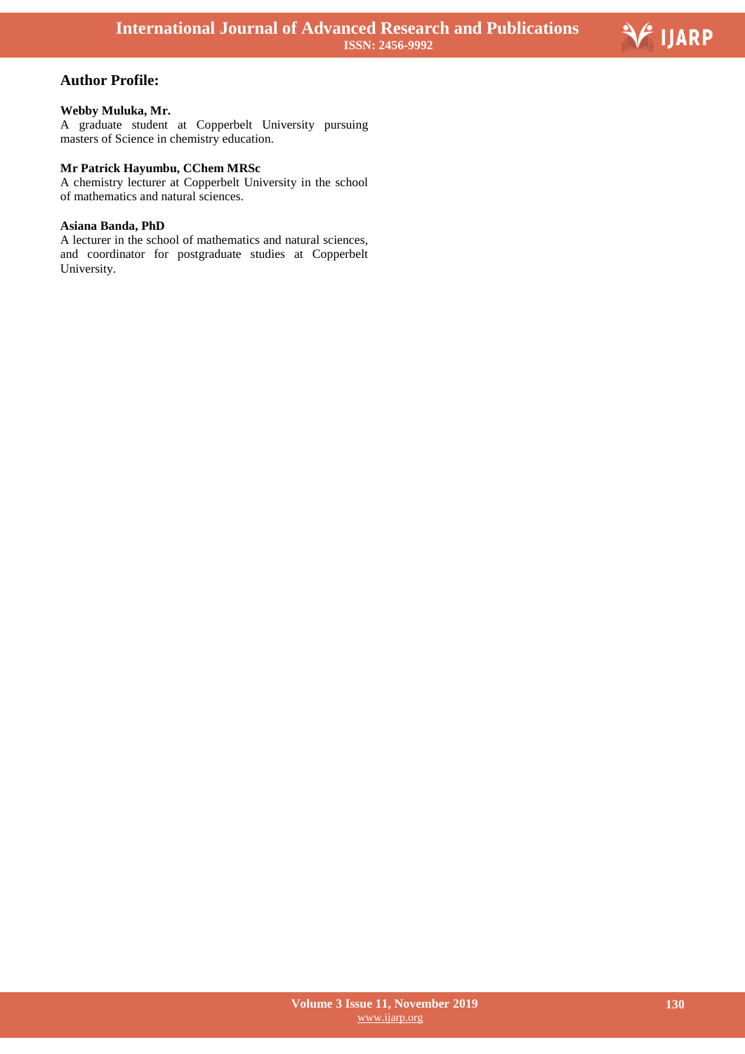## Author Profile:

**Webby Muluka, Mr.**
A graduate student at Copperbelt University pursuing masters of Science in chemistry education.

**Mr Patrick Hayumbu, CChem MRSc**
A chemistry lecturer at Copperbelt University in the school of mathematics and natural sciences.

**Asiana Banda, PhD**
A lecturer in the school of mathematics and natural sciences, and coordinator for postgraduate studies at Copperbelt University.